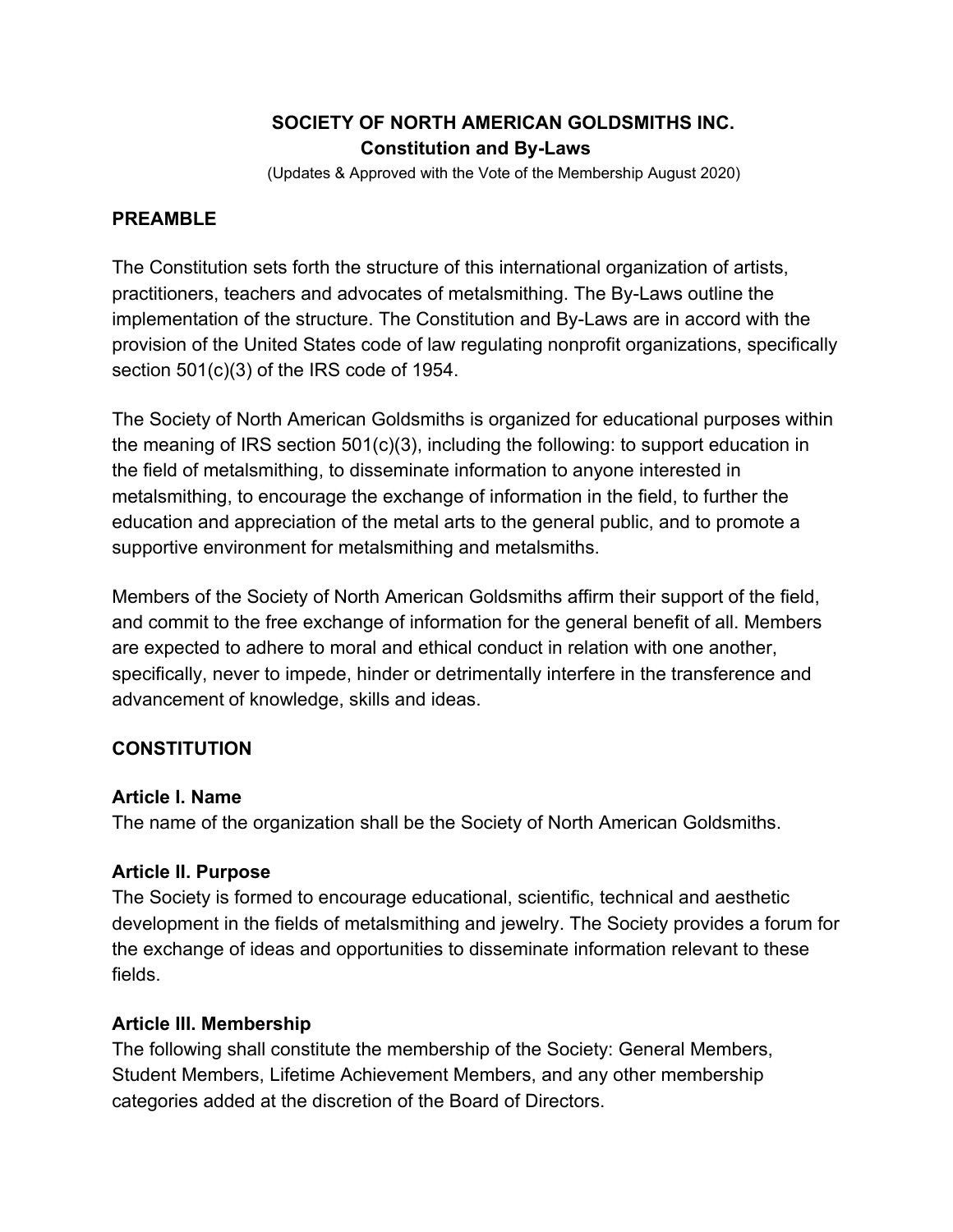# SOCIETY OF NORTH AMERICAN GOLDSMITHS INC.
## Constitution and By-Laws

(Updates & Approved with the Vote of the Membership August 2020)

## PREAMBLE

The Constitution sets forth the structure of this international organization of artists, practitioners, teachers and advocates of metalsmithing. The By-Laws outline the implementation of the structure. The Constitution and By-Laws are in accord with the provision of the United States code of law regulating nonprofit organizations, specifically section 501(c)(3) of the IRS code of 1954.

The Society of North American Goldsmiths is organized for educational purposes within the meaning of IRS section 501(c)(3), including the following: to support education in the field of metalsmithing, to disseminate information to anyone interested in metalsmithing, to encourage the exchange of information in the field, to further the education and appreciation of the metal arts to the general public, and to promote a supportive environment for metalsmithing and metalsmiths.

Members of the Society of North American Goldsmiths affirm their support of the field, and commit to the free exchange of information for the general benefit of all. Members are expected to adhere to moral and ethical conduct in relation with one another, specifically, never to impede, hinder or detrimentally interfere in the transference and advancement of knowledge, skills and ideas.

## CONSTITUTION

### Article I. Name

The name of the organization shall be the Society of North American Goldsmiths.

### Article II. Purpose

The Society is formed to encourage educational, scientific, technical and aesthetic development in the fields of metalsmithing and jewelry. The Society provides a forum for the exchange of ideas and opportunities to disseminate information relevant to these fields.

### Article III. Membership

The following shall constitute the membership of the Society: General Members, Student Members, Lifetime Achievement Members, and any other membership categories added at the discretion of the Board of Directors.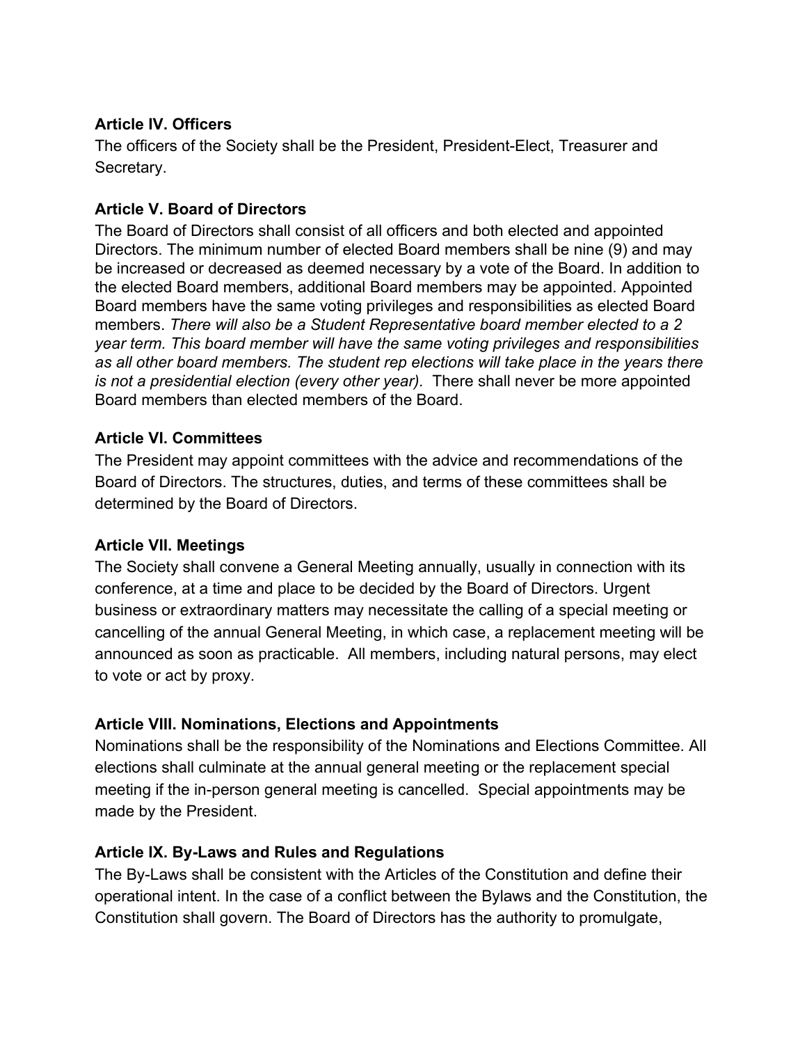**Article IV. Officers**

The officers of the Society shall be the President, President-Elect, Treasurer and Secretary.

**Article V. Board of Directors**

The Board of Directors shall consist of all officers and both elected and appointed Directors. The minimum number of elected Board members shall be nine (9) and may be increased or decreased as deemed necessary by a vote of the Board. In addition to the elected Board members, additional Board members may be appointed. Appointed Board members have the same voting privileges and responsibilities as elected Board members. *There will also be a Student Representative board member elected to a 2 year term. This board member will have the same voting privileges and responsibilities as all other board members. The student rep elections will take place in the years there is not a presidential election (every other year).* There shall never be more appointed Board members than elected members of the Board.

**Article VI. Committees**

The President may appoint committees with the advice and recommendations of the Board of Directors. The structures, duties, and terms of these committees shall be determined by the Board of Directors.

**Article VII. Meetings**

The Society shall convene a General Meeting annually, usually in connection with its conference, at a time and place to be decided by the Board of Directors. Urgent business or extraordinary matters may necessitate the calling of a special meeting or cancelling of the annual General Meeting, in which case, a replacement meeting will be announced as soon as practicable. All members, including natural persons, may elect to vote or act by proxy.

**Article VIII. Nominations, Elections and Appointments**

Nominations shall be the responsibility of the Nominations and Elections Committee. All elections shall culminate at the annual general meeting or the replacement special meeting if the in-person general meeting is cancelled. Special appointments may be made by the President.

**Article IX. By-Laws and Rules and Regulations**

The By-Laws shall be consistent with the Articles of the Constitution and define their operational intent. In the case of a conflict between the Bylaws and the Constitution, the Constitution shall govern. The Board of Directors has the authority to promulgate,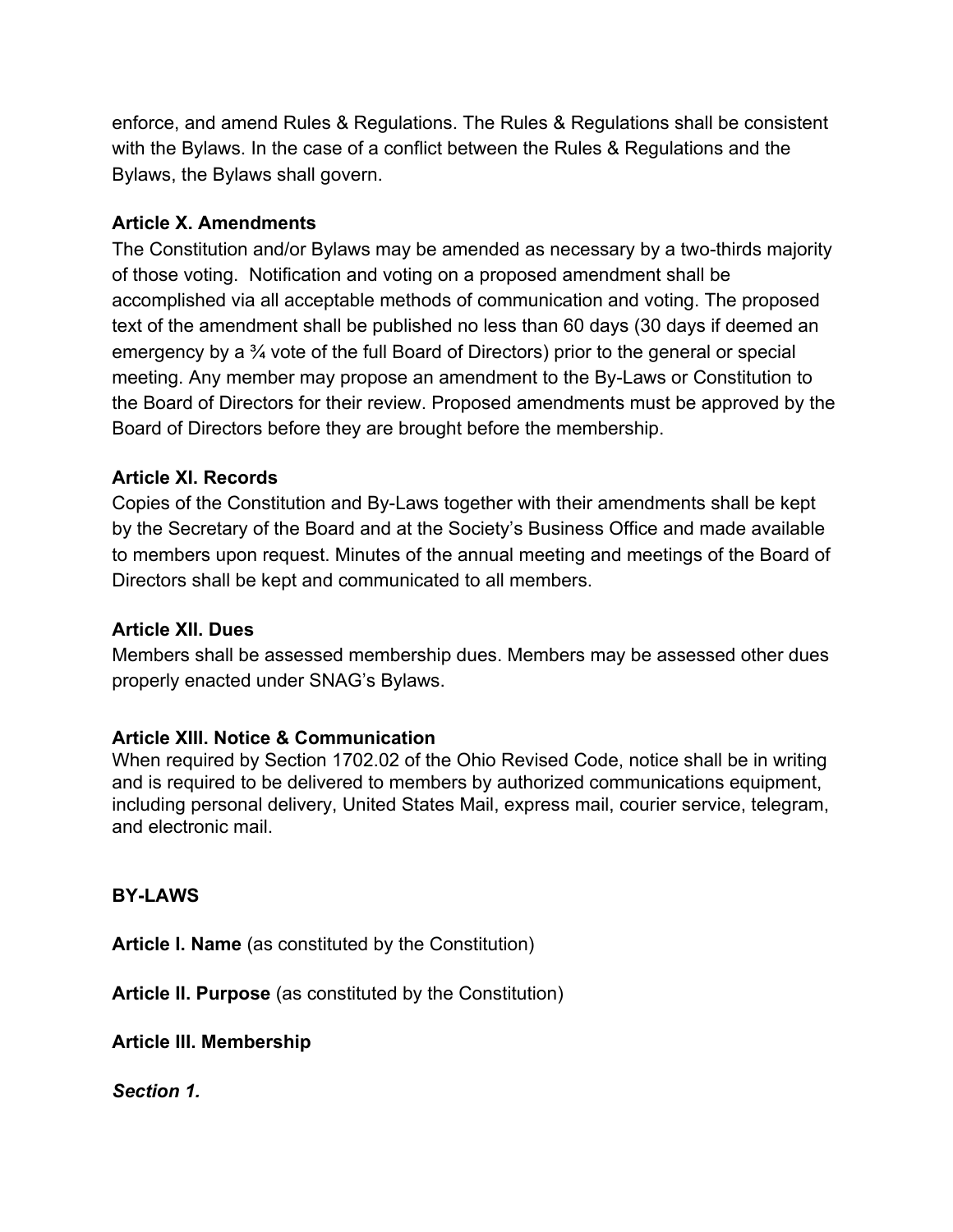enforce, and amend Rules & Regulations. The Rules & Regulations shall be consistent with the Bylaws. In the case of a conflict between the Rules & Regulations and the Bylaws, the Bylaws shall govern.

**Article X. Amendments**

The Constitution and/or Bylaws may be amended as necessary by a two-thirds majority of those voting. Notification and voting on a proposed amendment shall be accomplished via all acceptable methods of communication and voting. The proposed text of the amendment shall be published no less than 60 days (30 days if deemed an emergency by a ¾ vote of the full Board of Directors) prior to the general or special meeting. Any member may propose an amendment to the By-Laws or Constitution to the Board of Directors for their review. Proposed amendments must be approved by the Board of Directors before they are brought before the membership.

**Article XI. Records**

Copies of the Constitution and By-Laws together with their amendments shall be kept by the Secretary of the Board and at the Society's Business Office and made available to members upon request. Minutes of the annual meeting and meetings of the Board of Directors shall be kept and communicated to all members.

**Article XII. Dues**

Members shall be assessed membership dues. Members may be assessed other dues properly enacted under SNAG's Bylaws.

**Article XIII. Notice & Communication**

When required by Section 1702.02 of the Ohio Revised Code, notice shall be in writing and is required to be delivered to members by authorized communications equipment, including personal delivery, United States Mail, express mail, courier service, telegram, and electronic mail.

## BY-LAWS

**Article I. Name** (as constituted by the Constitution)

**Article II. Purpose** (as constituted by the Constitution)

**Article III. Membership**

***Section 1.***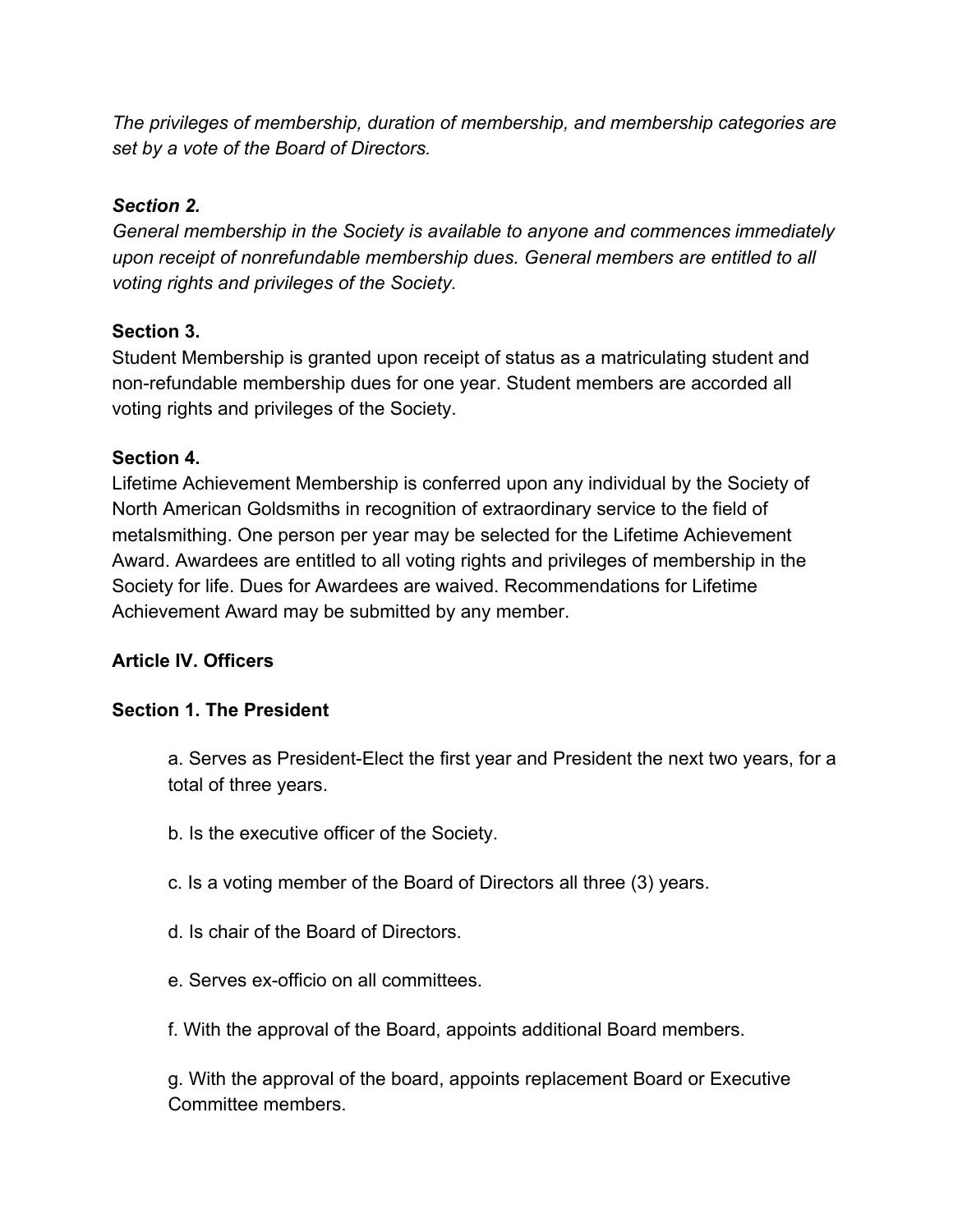*The privileges of membership, duration of membership, and membership categories are set by a vote of the Board of Directors.*

***Section 2.***
*General membership in the Society is available to anyone and commences immediately upon receipt of nonrefundable membership dues. General members are entitled to all voting rights and privileges of the Society.*

**Section 3.**
Student Membership is granted upon receipt of status as a matriculating student and non-refundable membership dues for one year. Student members are accorded all voting rights and privileges of the Society.

**Section 4.**
Lifetime Achievement Membership is conferred upon any individual by the Society of North American Goldsmiths in recognition of extraordinary service to the field of metalsmithing. One person per year may be selected for the Lifetime Achievement Award. Awardees are entitled to all voting rights and privileges of membership in the Society for life. Dues for Awardees are waived. Recommendations for Lifetime Achievement Award may be submitted by any member.

## Article IV. Officers

### Section 1. The President

a. Serves as President-Elect the first year and President the next two years, for a total of three years.

b. Is the executive officer of the Society.

c. Is a voting member of the Board of Directors all three (3) years.

d. Is chair of the Board of Directors.

e. Serves ex-officio on all committees.

f. With the approval of the Board, appoints additional Board members.

g. With the approval of the board, appoints replacement Board or Executive Committee members.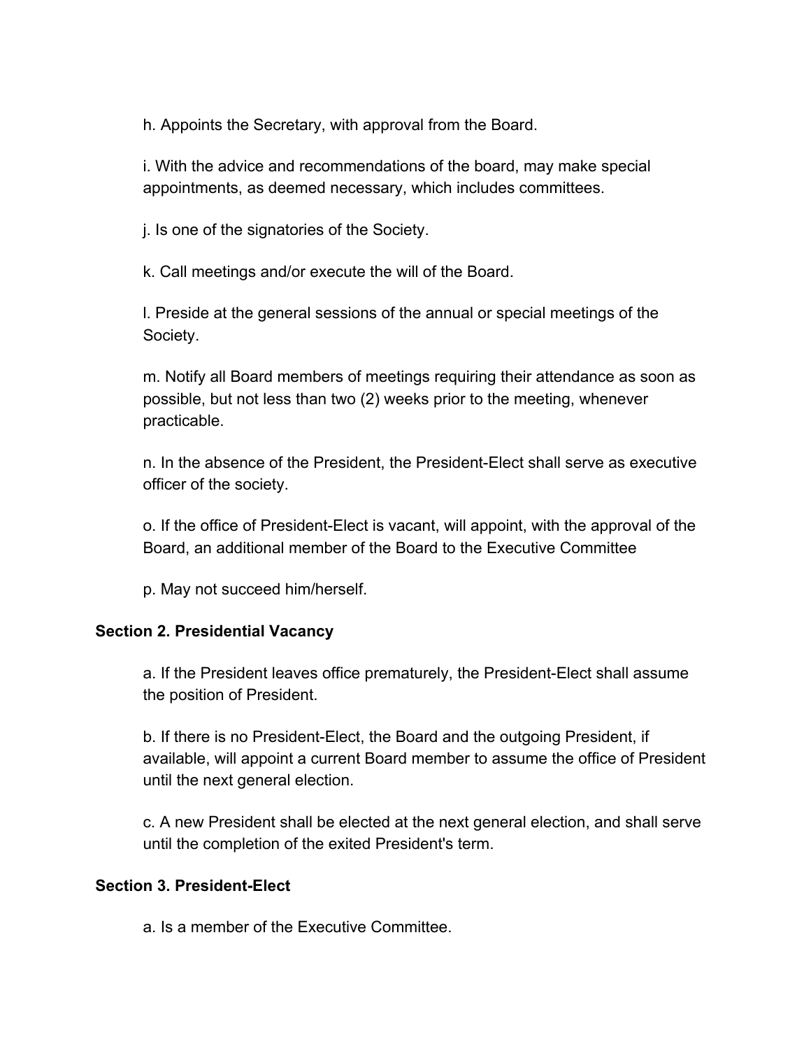h. Appoints the Secretary, with approval from the Board.

i. With the advice and recommendations of the board, may make special appointments, as deemed necessary, which includes committees.

j. Is one of the signatories of the Society.

k. Call meetings and/or execute the will of the Board.

l. Preside at the general sessions of the annual or special meetings of the Society.

m. Notify all Board members of meetings requiring their attendance as soon as possible, but not less than two (2) weeks prior to the meeting, whenever practicable.

n. In the absence of the President, the President-Elect shall serve as executive officer of the society.

o. If the office of President-Elect is vacant, will appoint, with the approval of the Board, an additional member of the Board to the Executive Committee

p. May not succeed him/herself.

**Section 2. Presidential Vacancy**

a. If the President leaves office prematurely, the President-Elect shall assume the position of President.

b. If there is no President-Elect, the Board and the outgoing President, if available, will appoint a current Board member to assume the office of President until the next general election.

c. A new President shall be elected at the next general election, and shall serve until the completion of the exited President's term.

**Section 3. President-Elect**

a. Is a member of the Executive Committee.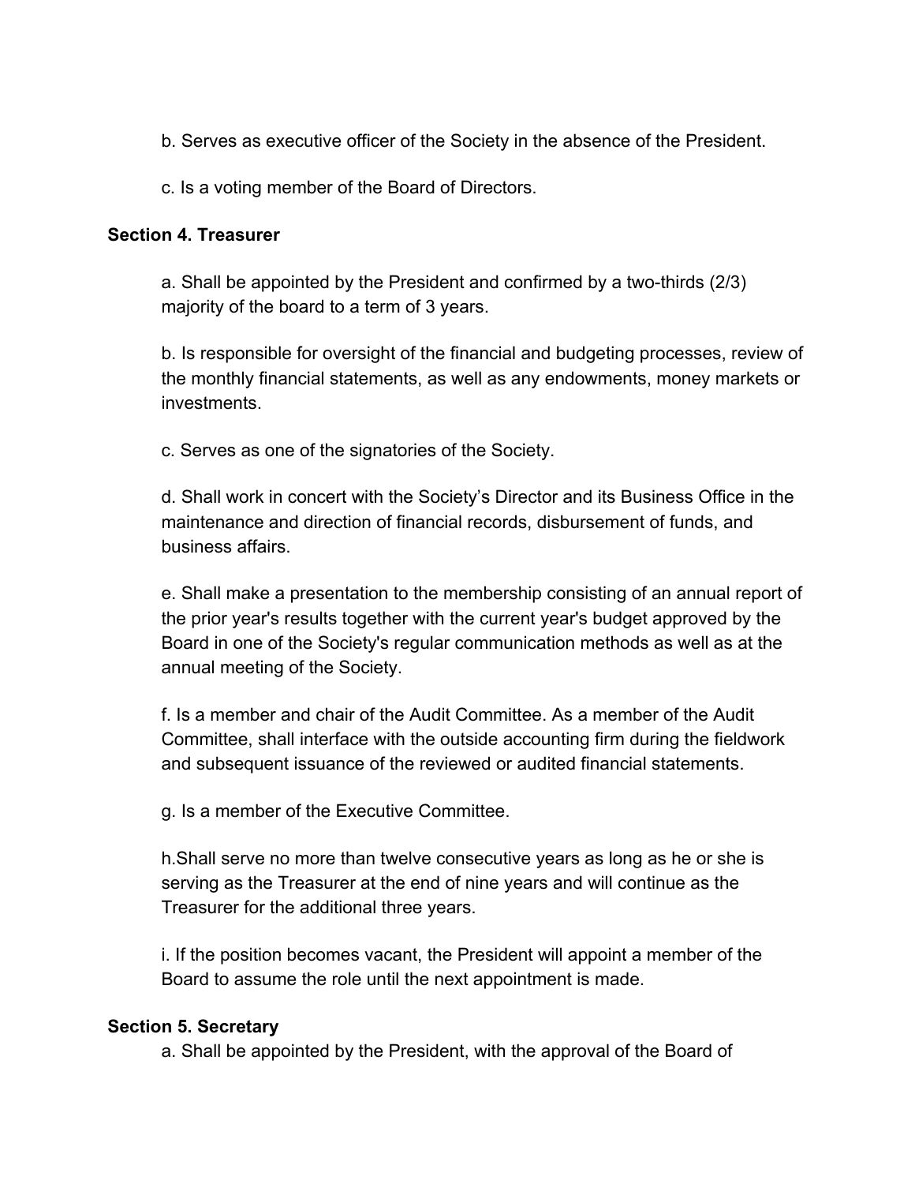b. Serves as executive officer of the Society in the absence of the President.

c. Is a voting member of the Board of Directors.

**Section 4. Treasurer**

a. Shall be appointed by the President and confirmed by a two-thirds (2/3) majority of the board to a term of 3 years.

b. Is responsible for oversight of the financial and budgeting processes, review of the monthly financial statements, as well as any endowments, money markets or investments.

c. Serves as one of the signatories of the Society.

d. Shall work in concert with the Society's Director and its Business Office in the maintenance and direction of financial records, disbursement of funds, and business affairs.

e. Shall make a presentation to the membership consisting of an annual report of the prior year's results together with the current year's budget approved by the Board in one of the Society's regular communication methods as well as at the annual meeting of the Society.

f. Is a member and chair of the Audit Committee. As a member of the Audit Committee, shall interface with the outside accounting firm during the fieldwork and subsequent issuance of the reviewed or audited financial statements.

g. Is a member of the Executive Committee.

h.Shall serve no more than twelve consecutive years as long as he or she is serving as the Treasurer at the end of nine years and will continue as the Treasurer for the additional three years.

i. If the position becomes vacant, the President will appoint a member of the Board to assume the role until the next appointment is made.

**Section 5. Secretary**

a. Shall be appointed by the President, with the approval of the Board of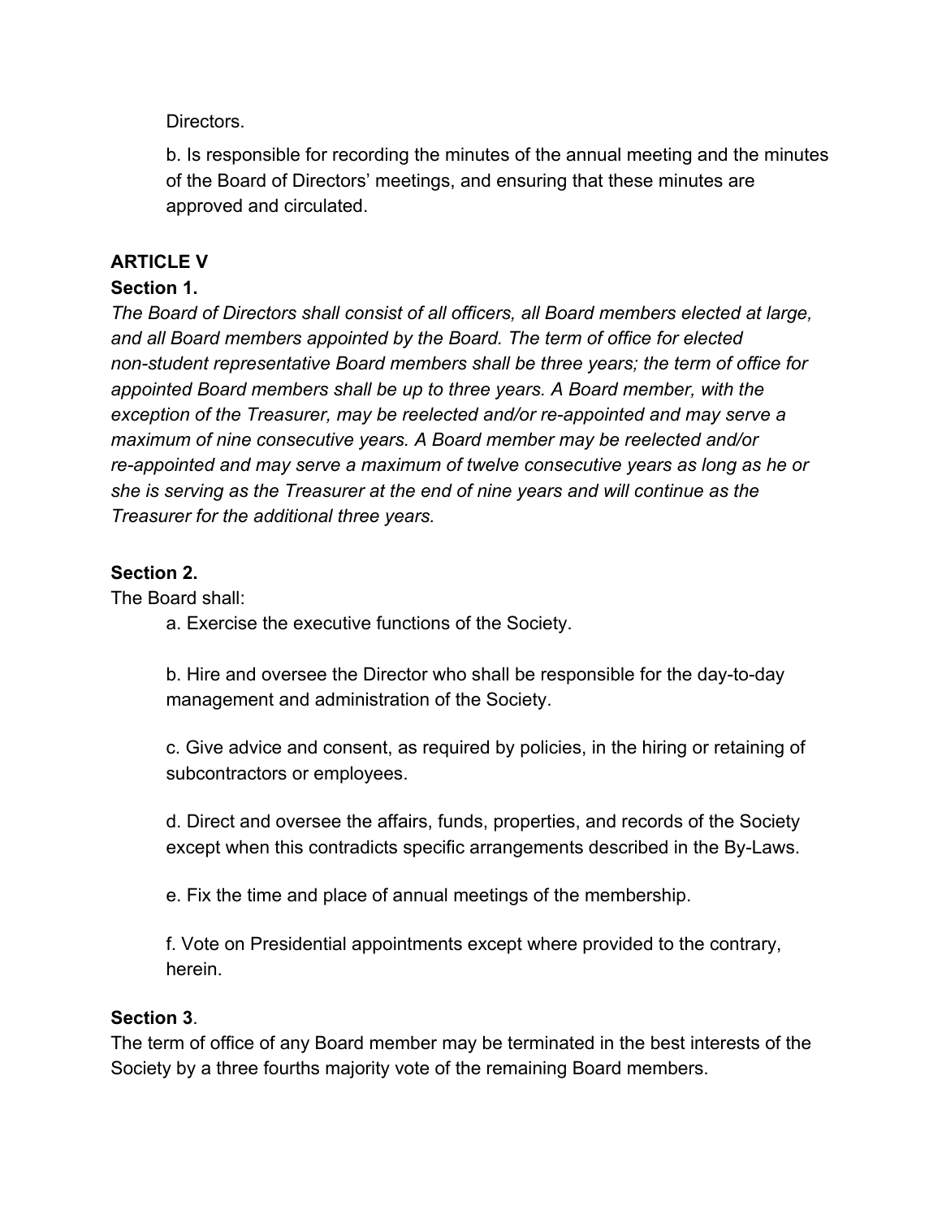Directors.

b. Is responsible for recording the minutes of the annual meeting and the minutes of the Board of Directors' meetings, and ensuring that these minutes are approved and circulated.

**ARTICLE V**

**Section 1.**

*The Board of Directors shall consist of all officers, all Board members elected at large, and all Board members appointed by the Board. The term of office for elected non-student representative Board members shall be three years; the term of office for appointed Board members shall be up to three years. A Board member, with the exception of the Treasurer, may be reelected and/or re-appointed and may serve a maximum of nine consecutive years. A Board member may be reelected and/or re-appointed and may serve a maximum of twelve consecutive years as long as he or she is serving as the Treasurer at the end of nine years and will continue as the Treasurer for the additional three years.*

**Section 2.**

The Board shall:

a. Exercise the executive functions of the Society.

b. Hire and oversee the Director who shall be responsible for the day-to-day management and administration of the Society.

c. Give advice and consent, as required by policies, in the hiring or retaining of subcontractors or employees.

d. Direct and oversee the affairs, funds, properties, and records of the Society except when this contradicts specific arrangements described in the By-Laws.

e. Fix the time and place of annual meetings of the membership.

f. Vote on Presidential appointments except where provided to the contrary, herein.

**Section 3**.

The term of office of any Board member may be terminated in the best interests of the Society by a three fourths majority vote of the remaining Board members.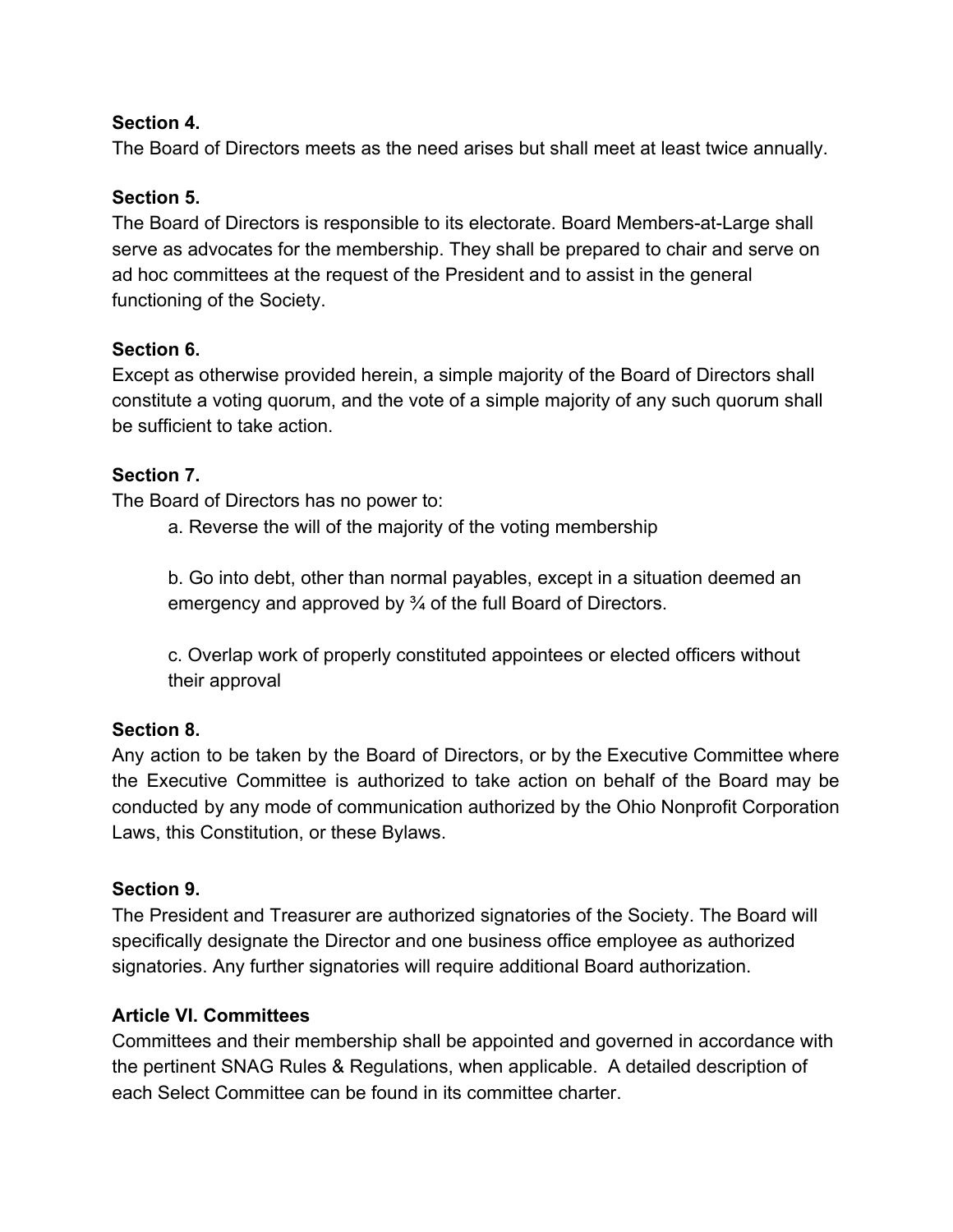**Section 4.**
The Board of Directors meets as the need arises but shall meet at least twice annually.

**Section 5.**
The Board of Directors is responsible to its electorate. Board Members-at-Large shall serve as advocates for the membership. They shall be prepared to chair and serve on ad hoc committees at the request of the President and to assist in the general functioning of the Society.

**Section 6.**
Except as otherwise provided herein, a simple majority of the Board of Directors shall constitute a voting quorum, and the vote of a simple majority of any such quorum shall be sufficient to take action.

**Section 7.**
The Board of Directors has no power to:

a. Reverse the will of the majority of the voting membership

b. Go into debt, other than normal payables, except in a situation deemed an emergency and approved by ¾ of the full Board of Directors.

c. Overlap work of properly constituted appointees or elected officers without their approval

**Section 8.**
Any action to be taken by the Board of Directors, or by the Executive Committee where the Executive Committee is authorized to take action on behalf of the Board may be conducted by any mode of communication authorized by the Ohio Nonprofit Corporation Laws, this Constitution, or these Bylaws.

**Section 9.**
The President and Treasurer are authorized signatories of the Society. The Board will specifically designate the Director and one business office employee as authorized signatories. Any further signatories will require additional Board authorization.

**Article VI. Committees**
Committees and their membership shall be appointed and governed in accordance with the pertinent SNAG Rules & Regulations, when applicable. A detailed description of each Select Committee can be found in its committee charter.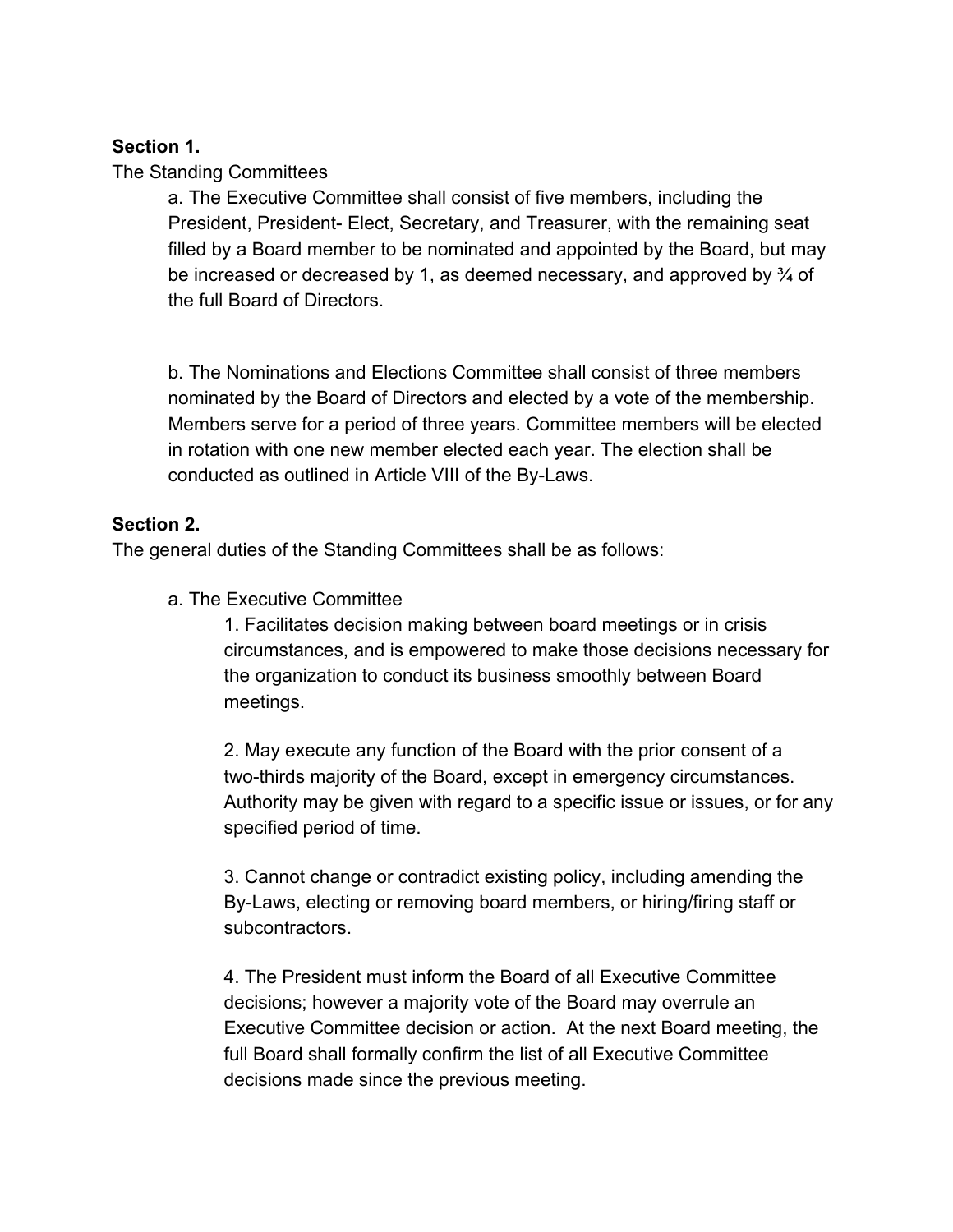**Section 1.**

The Standing Committees

a. The Executive Committee shall consist of five members, including the President, President- Elect, Secretary, and Treasurer, with the remaining seat filled by a Board member to be nominated and appointed by the Board, but may be increased or decreased by 1, as deemed necessary, and approved by ¾ of the full Board of Directors.

b. The Nominations and Elections Committee shall consist of three members nominated by the Board of Directors and elected by a vote of the membership. Members serve for a period of three years. Committee members will be elected in rotation with one new member elected each year. The election shall be conducted as outlined in Article VIII of the By-Laws.

**Section 2.**

The general duties of the Standing Committees shall be as follows:

a. The Executive Committee

1. Facilitates decision making between board meetings or in crisis circumstances, and is empowered to make those decisions necessary for the organization to conduct its business smoothly between Board meetings.

2. May execute any function of the Board with the prior consent of a two-thirds majority of the Board, except in emergency circumstances. Authority may be given with regard to a specific issue or issues, or for any specified period of time.

3. Cannot change or contradict existing policy, including amending the By-Laws, electing or removing board members, or hiring/firing staff or subcontractors.

4. The President must inform the Board of all Executive Committee decisions; however a majority vote of the Board may overrule an Executive Committee decision or action. At the next Board meeting, the full Board shall formally confirm the list of all Executive Committee decisions made since the previous meeting.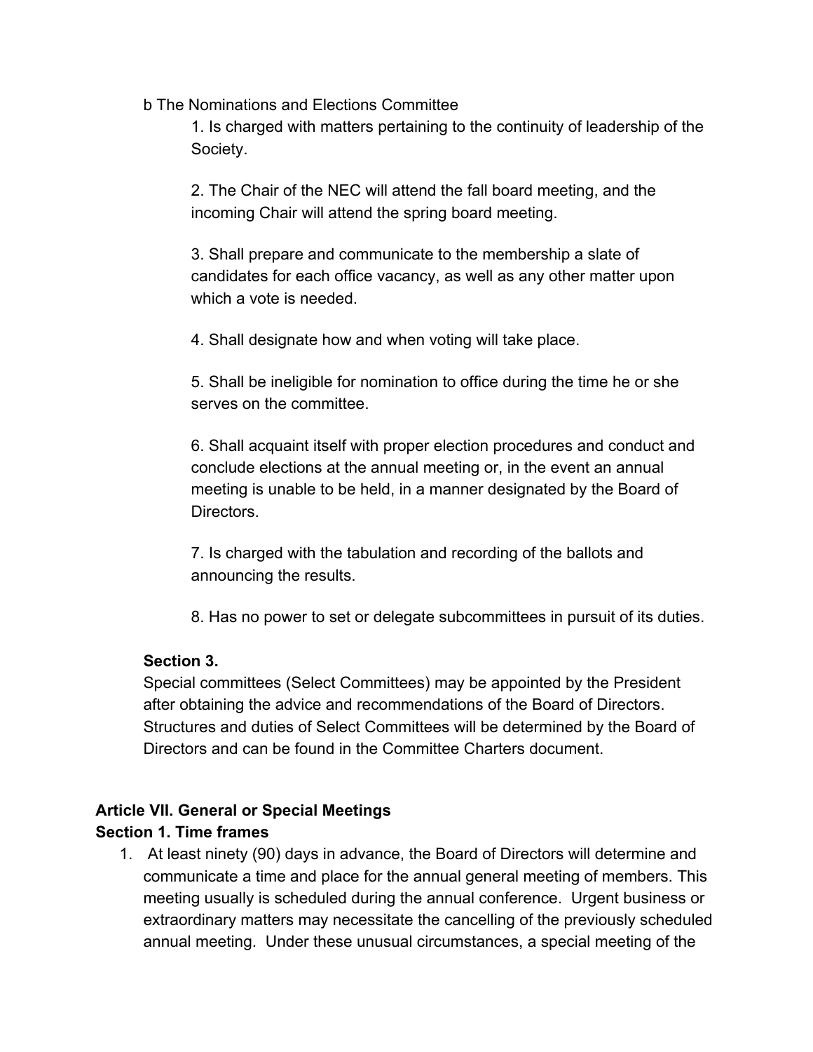b The Nominations and Elections Committee

1. Is charged with matters pertaining to the continuity of leadership of the Society.

2. The Chair of the NEC will attend the fall board meeting, and the incoming Chair will attend the spring board meeting.

3. Shall prepare and communicate to the membership a slate of candidates for each office vacancy, as well as any other matter upon which a vote is needed.

4. Shall designate how and when voting will take place.

5. Shall be ineligible for nomination to office during the time he or she serves on the committee.

6. Shall acquaint itself with proper election procedures and conduct and conclude elections at the annual meeting or, in the event an annual meeting is unable to be held, in a manner designated by the Board of Directors.

7. Is charged with the tabulation and recording of the ballots and announcing the results.

8. Has no power to set or delegate subcommittees in pursuit of its duties.

**Section 3.**

Special committees (Select Committees) may be appointed by the President after obtaining the advice and recommendations of the Board of Directors. Structures and duties of Select Committees will be determined by the Board of Directors and can be found in the Committee Charters document.

## Article VII. General or Special Meetings

### Section 1. Time frames

1. At least ninety (90) days in advance, the Board of Directors will determine and communicate a time and place for the annual general meeting of members. This meeting usually is scheduled during the annual conference. Urgent business or extraordinary matters may necessitate the cancelling of the previously scheduled annual meeting. Under these unusual circumstances, a special meeting of the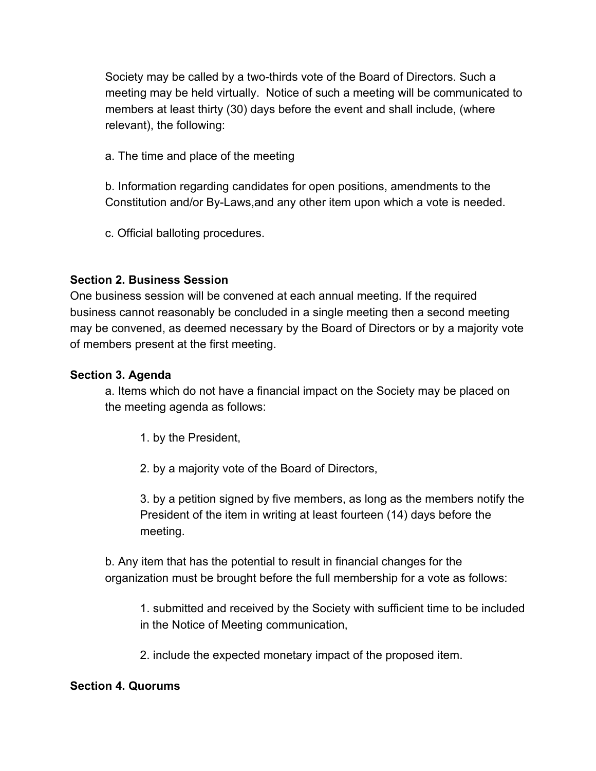Society may be called by a two-thirds vote of the Board of Directors. Such a meeting may be held virtually. Notice of such a meeting will be communicated to members at least thirty (30) days before the event and shall include, (where relevant), the following:

a. The time and place of the meeting

b. Information regarding candidates for open positions, amendments to the Constitution and/or By-Laws,and any other item upon which a vote is needed.

c. Official balloting procedures.

**Section 2. Business Session**

One business session will be convened at each annual meeting. If the required business cannot reasonably be concluded in a single meeting then a second meeting may be convened, as deemed necessary by the Board of Directors or by a majority vote of members present at the first meeting.

**Section 3. Agenda**

a. Items which do not have a financial impact on the Society may be placed on the meeting agenda as follows:

1. by the President,

2. by a majority vote of the Board of Directors,

3. by a petition signed by five members, as long as the members notify the President of the item in writing at least fourteen (14) days before the meeting.

b. Any item that has the potential to result in financial changes for the organization must be brought before the full membership for a vote as follows:

1. submitted and received by the Society with sufficient time to be included in the Notice of Meeting communication,

2. include the expected monetary impact of the proposed item.

**Section 4. Quorums**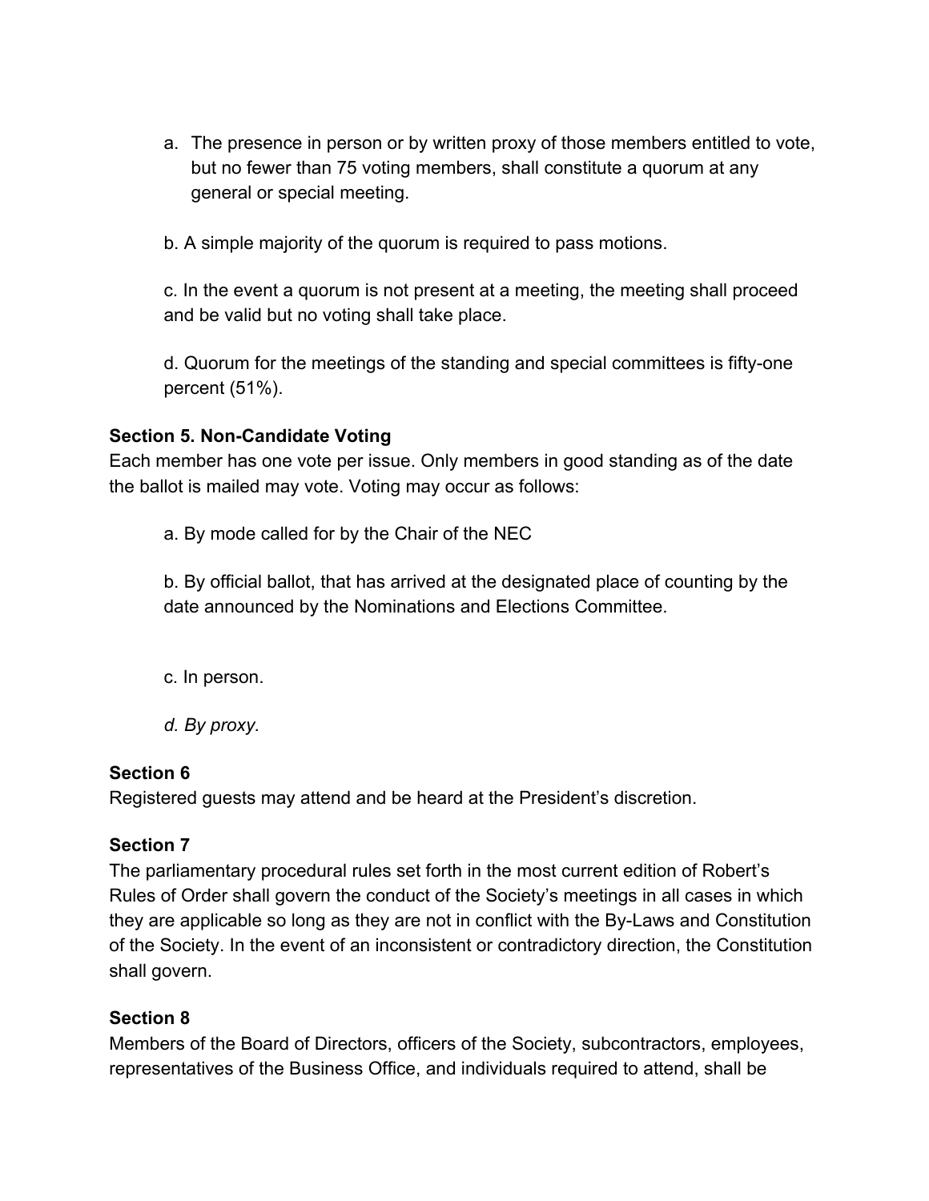a. The presence in person or by written proxy of those members entitled to vote, but no fewer than 75 voting members, shall constitute a quorum at any general or special meeting.

b. A simple majority of the quorum is required to pass motions.

c. In the event a quorum is not present at a meeting, the meeting shall proceed and be valid but no voting shall take place.

d. Quorum for the meetings of the standing and special committees is fifty-one percent (51%).

**Section 5. Non-Candidate Voting**

Each member has one vote per issue. Only members in good standing as of the date the ballot is mailed may vote. Voting may occur as follows:

a. By mode called for by the Chair of the NEC

b. By official ballot, that has arrived at the designated place of counting by the date announced by the Nominations and Elections Committee.

c. In person.

*d. By proxy.*

**Section 6**

Registered guests may attend and be heard at the President's discretion.

**Section 7**

The parliamentary procedural rules set forth in the most current edition of Robert's Rules of Order shall govern the conduct of the Society's meetings in all cases in which they are applicable so long as they are not in conflict with the By-Laws and Constitution of the Society. In the event of an inconsistent or contradictory direction, the Constitution shall govern.

**Section 8**

Members of the Board of Directors, officers of the Society, subcontractors, employees, representatives of the Business Office, and individuals required to attend, shall be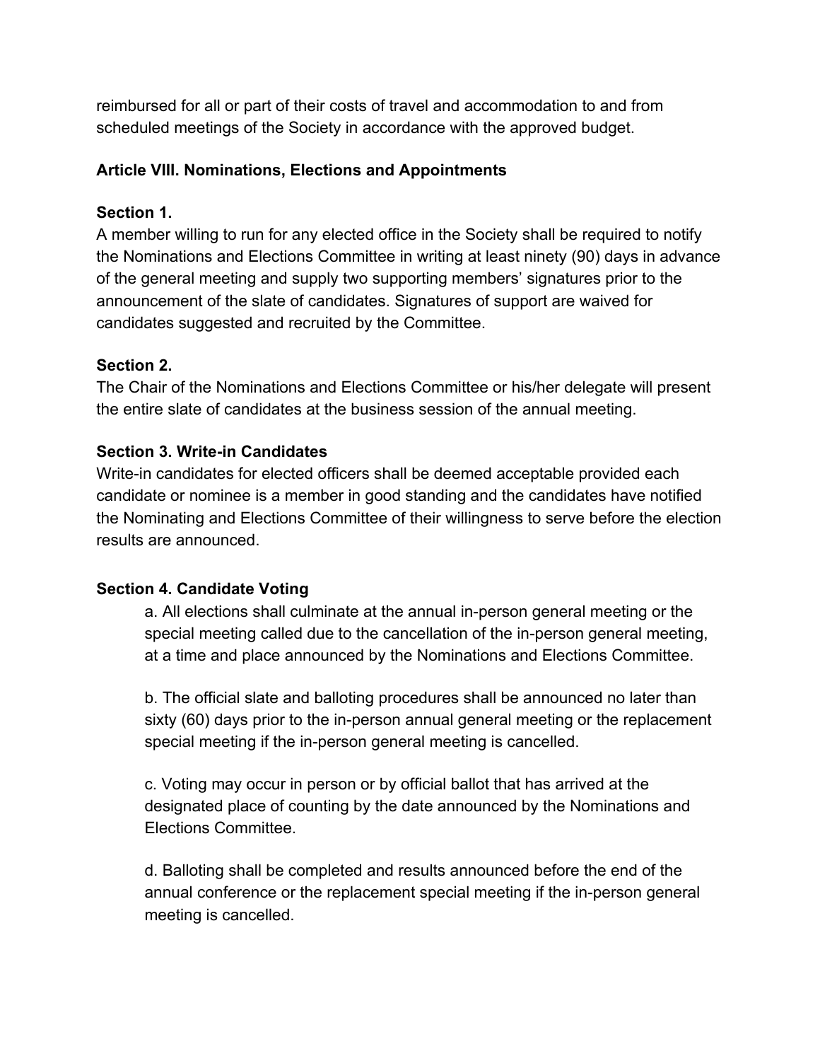reimbursed for all or part of their costs of travel and accommodation to and from scheduled meetings of the Society in accordance with the approved budget.

**Article VIII. Nominations, Elections and Appointments**

**Section 1.**
A member willing to run for any elected office in the Society shall be required to notify the Nominations and Elections Committee in writing at least ninety (90) days in advance of the general meeting and supply two supporting members' signatures prior to the announcement of the slate of candidates. Signatures of support are waived for candidates suggested and recruited by the Committee.

**Section 2.**
The Chair of the Nominations and Elections Committee or his/her delegate will present the entire slate of candidates at the business session of the annual meeting.

**Section 3. Write-in Candidates**
Write-in candidates for elected officers shall be deemed acceptable provided each candidate or nominee is a member in good standing and the candidates have notified the Nominating and Elections Committee of their willingness to serve before the election results are announced.

**Section 4. Candidate Voting**

a. All elections shall culminate at the annual in-person general meeting or the special meeting called due to the cancellation of the in-person general meeting, at a time and place announced by the Nominations and Elections Committee.

b. The official slate and balloting procedures shall be announced no later than sixty (60) days prior to the in-person annual general meeting or the replacement special meeting if the in-person general meeting is cancelled.

c. Voting may occur in person or by official ballot that has arrived at the designated place of counting by the date announced by the Nominations and Elections Committee.

d. Balloting shall be completed and results announced before the end of the annual conference or the replacement special meeting if the in-person general meeting is cancelled.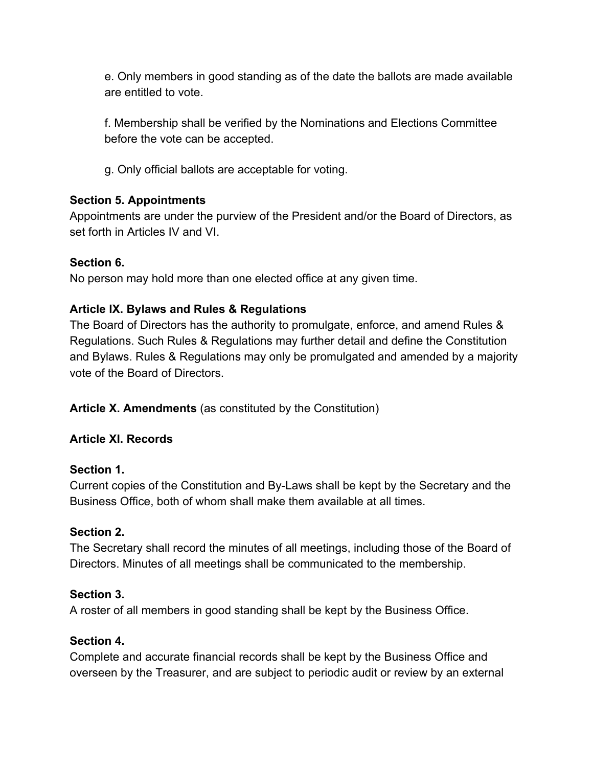e. Only members in good standing as of the date the ballots are made available are entitled to vote.

f. Membership shall be verified by the Nominations and Elections Committee before the vote can be accepted.

g. Only official ballots are acceptable for voting.

**Section 5. Appointments**
Appointments are under the purview of the President and/or the Board of Directors, as set forth in Articles IV and VI.

**Section 6.**
No person may hold more than one elected office at any given time.

**Article IX. Bylaws and Rules & Regulations**
The Board of Directors has the authority to promulgate, enforce, and amend Rules & Regulations. Such Rules & Regulations may further detail and define the Constitution and Bylaws. Rules & Regulations may only be promulgated and amended by a majority vote of the Board of Directors.

**Article X. Amendments** (as constituted by the Constitution)

**Article XI. Records**

**Section 1.**
Current copies of the Constitution and By-Laws shall be kept by the Secretary and the Business Office, both of whom shall make them available at all times.

**Section 2.**
The Secretary shall record the minutes of all meetings, including those of the Board of Directors. Minutes of all meetings shall be communicated to the membership.

**Section 3.**
A roster of all members in good standing shall be kept by the Business Office.

**Section 4.**
Complete and accurate financial records shall be kept by the Business Office and overseen by the Treasurer, and are subject to periodic audit or review by an external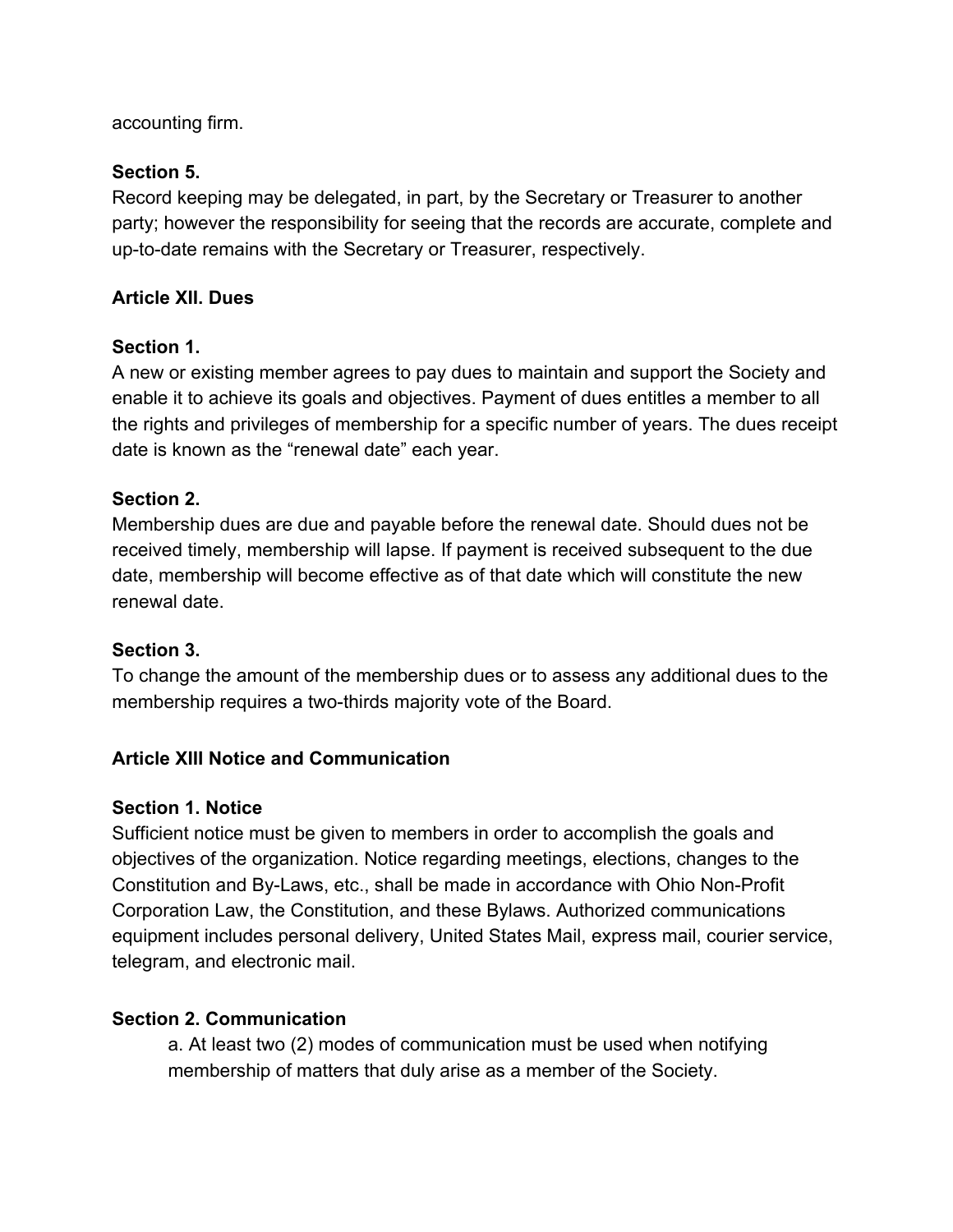accounting firm.

**Section 5.**
Record keeping may be delegated, in part, by the Secretary or Treasurer to another party; however the responsibility for seeing that the records are accurate, complete and up-to-date remains with the Secretary or Treasurer, respectively.

### Article XII. Dues

**Section 1.**
A new or existing member agrees to pay dues to maintain and support the Society and enable it to achieve its goals and objectives. Payment of dues entitles a member to all the rights and privileges of membership for a specific number of years. The dues receipt date is known as the "renewal date" each year.

**Section 2.**
Membership dues are due and payable before the renewal date. Should dues not be received timely, membership will lapse. If payment is received subsequent to the due date, membership will become effective as of that date which will constitute the new renewal date.

**Section 3.**
To change the amount of the membership dues or to assess any additional dues to the membership requires a two-thirds majority vote of the Board.

### Article XIII Notice and Communication

**Section 1. Notice**
Sufficient notice must be given to members in order to accomplish the goals and objectives of the organization. Notice regarding meetings, elections, changes to the Constitution and By-Laws, etc., shall be made in accordance with Ohio Non-Profit Corporation Law, the Constitution, and these Bylaws. Authorized communications equipment includes personal delivery, United States Mail, express mail, courier service, telegram, and electronic mail.

**Section 2. Communication**

a. At least two (2) modes of communication must be used when notifying membership of matters that duly arise as a member of the Society.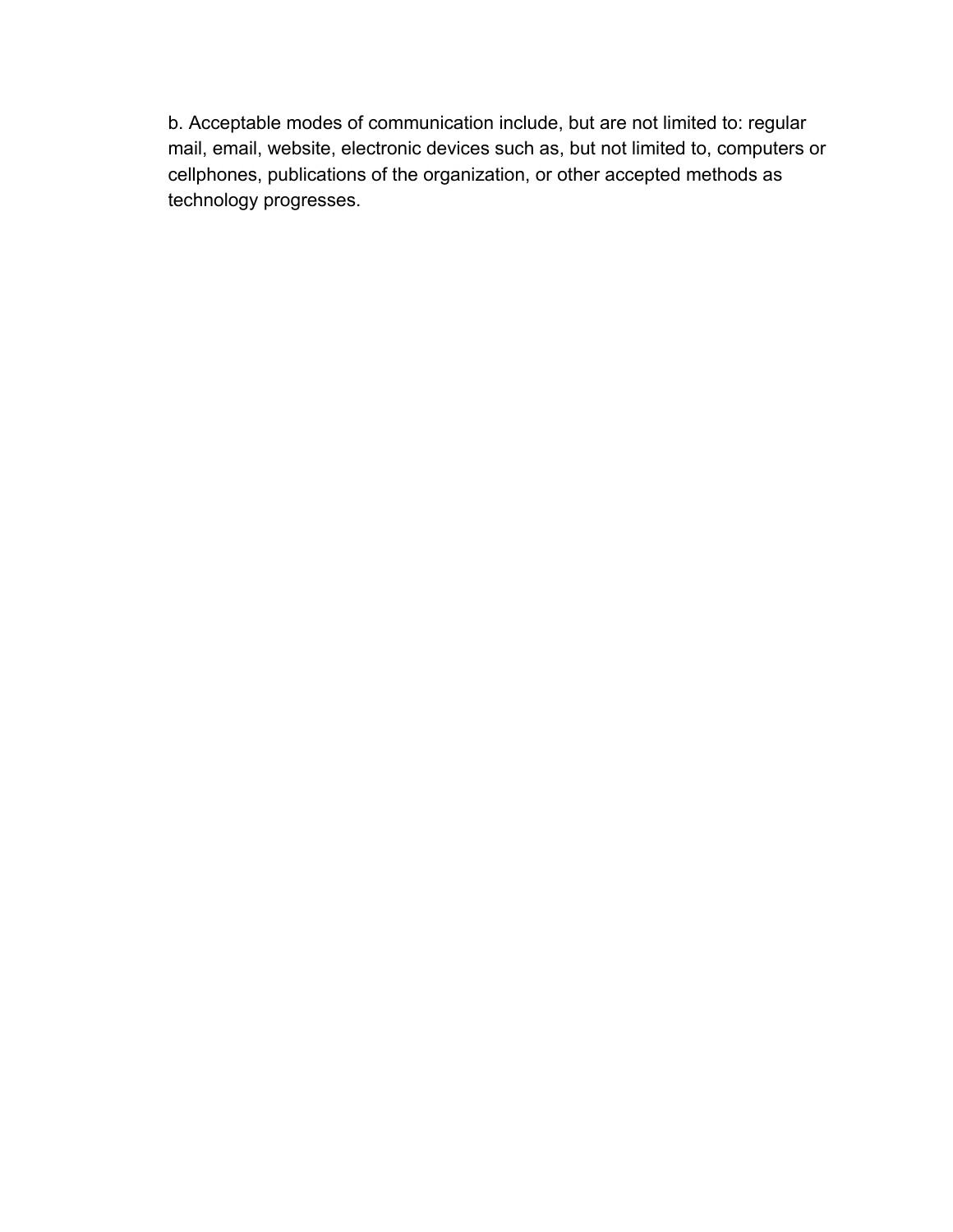b. Acceptable modes of communication include, but are not limited to: regular mail, email, website, electronic devices such as, but not limited to, computers or cellphones, publications of the organization, or other accepted methods as technology progresses.